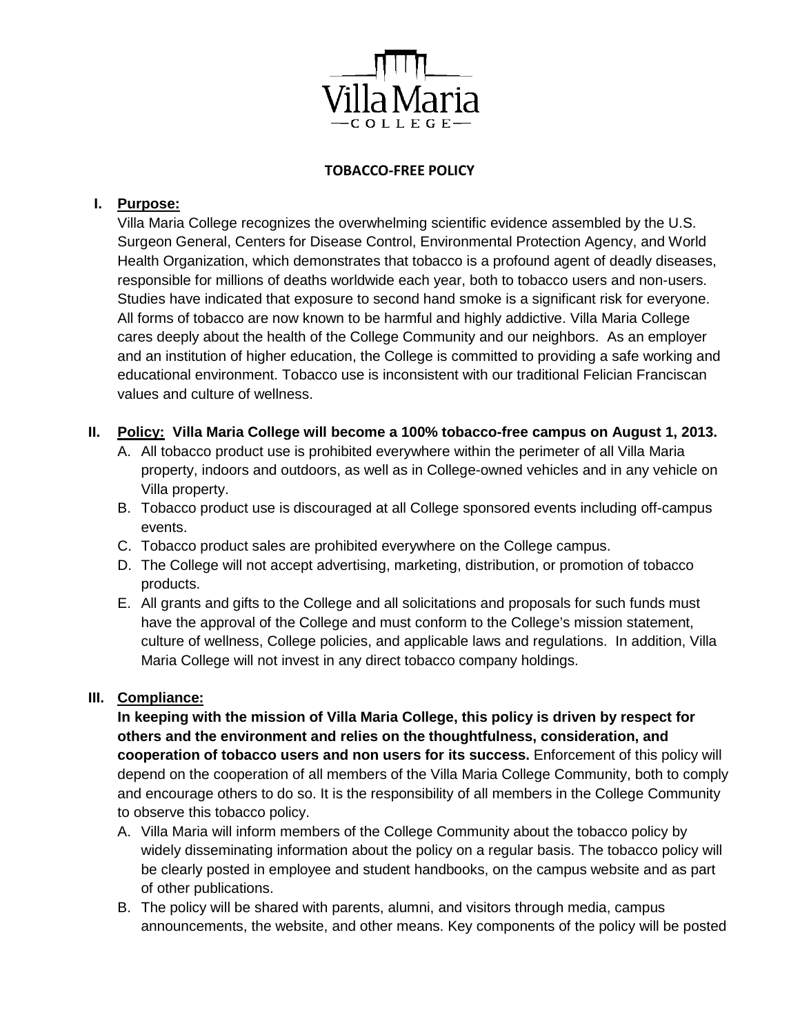Villa Maria
COLLEGE

# TOBACCO-FREE POLICY

## I. Purpose:

Villa Maria College recognizes the overwhelming scientific evidence assembled by the U.S. Surgeon General, Centers for Disease Control, Environmental Protection Agency, and World Health Organization, which demonstrates that tobacco is a profound agent of deadly diseases, responsible for millions of deaths worldwide each year, both to tobacco users and non-users. Studies have indicated that exposure to second hand smoke is a significant risk for everyone. All forms of tobacco are now known to be harmful and highly addictive. Villa Maria College cares deeply about the health of the College Community and our neighbors. As an employer and an institution of higher education, the College is committed to providing a safe working and educational environment. Tobacco use is inconsistent with our traditional Felician Franciscan values and culture of wellness.

## II. Policy: **Villa Maria College will become a 100% tobacco-free campus on August 1, 2013.**

A. All tobacco product use is prohibited everywhere within the perimeter of all Villa Maria property, indoors and outdoors, as well as in College-owned vehicles and in any vehicle on Villa property.

B. Tobacco product use is discouraged at all College sponsored events including off-campus events.

C. Tobacco product sales are prohibited everywhere on the College campus.

D. The College will not accept advertising, marketing, distribution, or promotion of tobacco products.

E. All grants and gifts to the College and all solicitations and proposals for such funds must have the approval of the College and must conform to the College's mission statement, culture of wellness, College policies, and applicable laws and regulations. In addition, Villa Maria College will not invest in any direct tobacco company holdings.

## III. Compliance:

**In keeping with the mission of Villa Maria College, this policy is driven by respect for others and the environment and relies on the thoughtfulness, consideration, and cooperation of tobacco users and non users for its success.** Enforcement of this policy will depend on the cooperation of all members of the Villa Maria College Community, both to comply and encourage others to do so. It is the responsibility of all members in the College Community to observe this tobacco policy.

A. Villa Maria will inform members of the College Community about the tobacco policy by widely disseminating information about the policy on a regular basis. The tobacco policy will be clearly posted in employee and student handbooks, on the campus website and as part of other publications.

B. The policy will be shared with parents, alumni, and visitors through media, campus announcements, the website, and other means. Key components of the policy will be posted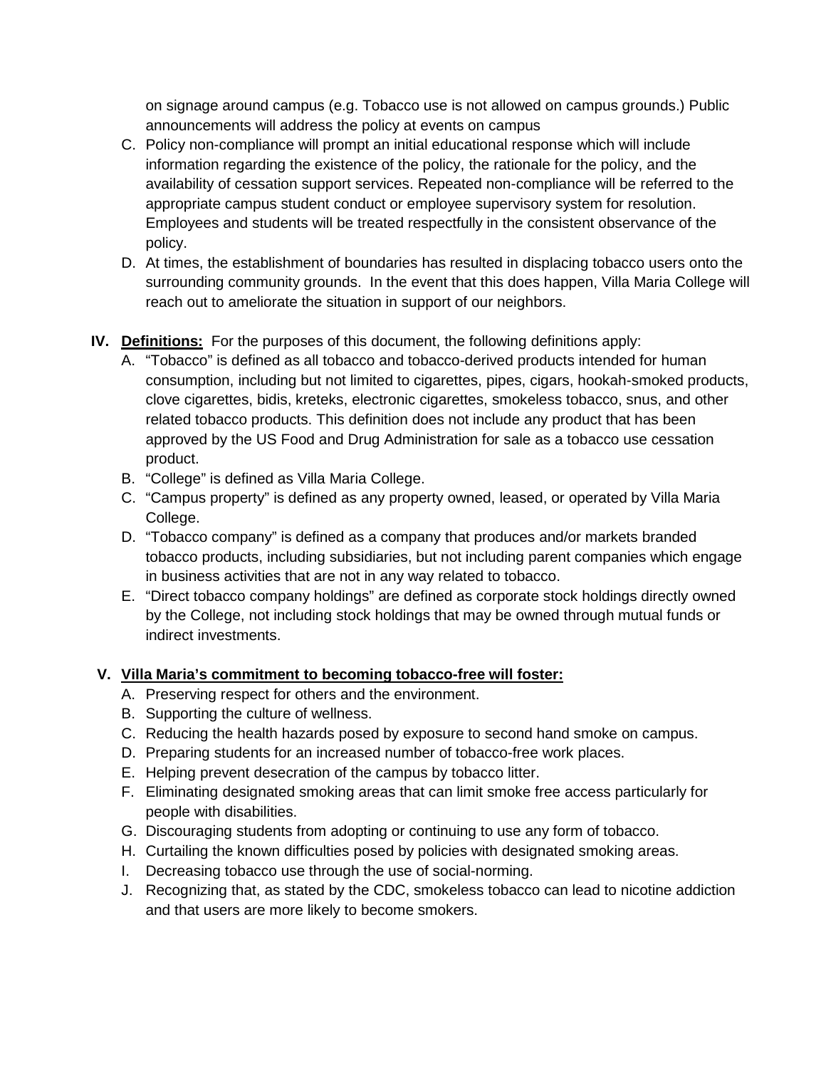on signage around campus (e.g. Tobacco use is not allowed on campus grounds.) Public announcements will address the policy at events on campus

C. Policy non-compliance will prompt an initial educational response which will include information regarding the existence of the policy, the rationale for the policy, and the availability of cessation support services. Repeated non-compliance will be referred to the appropriate campus student conduct or employee supervisory system for resolution. Employees and students will be treated respectfully in the consistent observance of the policy.
D. At times, the establishment of boundaries has resulted in displacing tobacco users onto the surrounding community grounds. In the event that this does happen, Villa Maria College will reach out to ameliorate the situation in support of our neighbors.

**IV. <u>Definitions:</u>** For the purposes of this document, the following definitions apply:

A. "Tobacco" is defined as all tobacco and tobacco-derived products intended for human consumption, including but not limited to cigarettes, pipes, cigars, hookah-smoked products, clove cigarettes, bidis, kreteks, electronic cigarettes, smokeless tobacco, snus, and other related tobacco products. This definition does not include any product that has been approved by the US Food and Drug Administration for sale as a tobacco use cessation product.
B. "College" is defined as Villa Maria College.
C. "Campus property" is defined as any property owned, leased, or operated by Villa Maria College.
D. "Tobacco company" is defined as a company that produces and/or markets branded tobacco products, including subsidiaries, but not including parent companies which engage in business activities that are not in any way related to tobacco.
E. "Direct tobacco company holdings" are defined as corporate stock holdings directly owned by the College, not including stock holdings that may be owned through mutual funds or indirect investments.

**V. <u>Villa Maria's commitment to becoming tobacco-free will foster:</u>**

A. Preserving respect for others and the environment.
B. Supporting the culture of wellness.
C. Reducing the health hazards posed by exposure to second hand smoke on campus.
D. Preparing students for an increased number of tobacco-free work places.
E. Helping prevent desecration of the campus by tobacco litter.
F. Eliminating designated smoking areas that can limit smoke free access particularly for people with disabilities.
G. Discouraging students from adopting or continuing to use any form of tobacco.
H. Curtailing the known difficulties posed by policies with designated smoking areas.
I. Decreasing tobacco use through the use of social-norming.
J. Recognizing that, as stated by the CDC, smokeless tobacco can lead to nicotine addiction and that users are more likely to become smokers.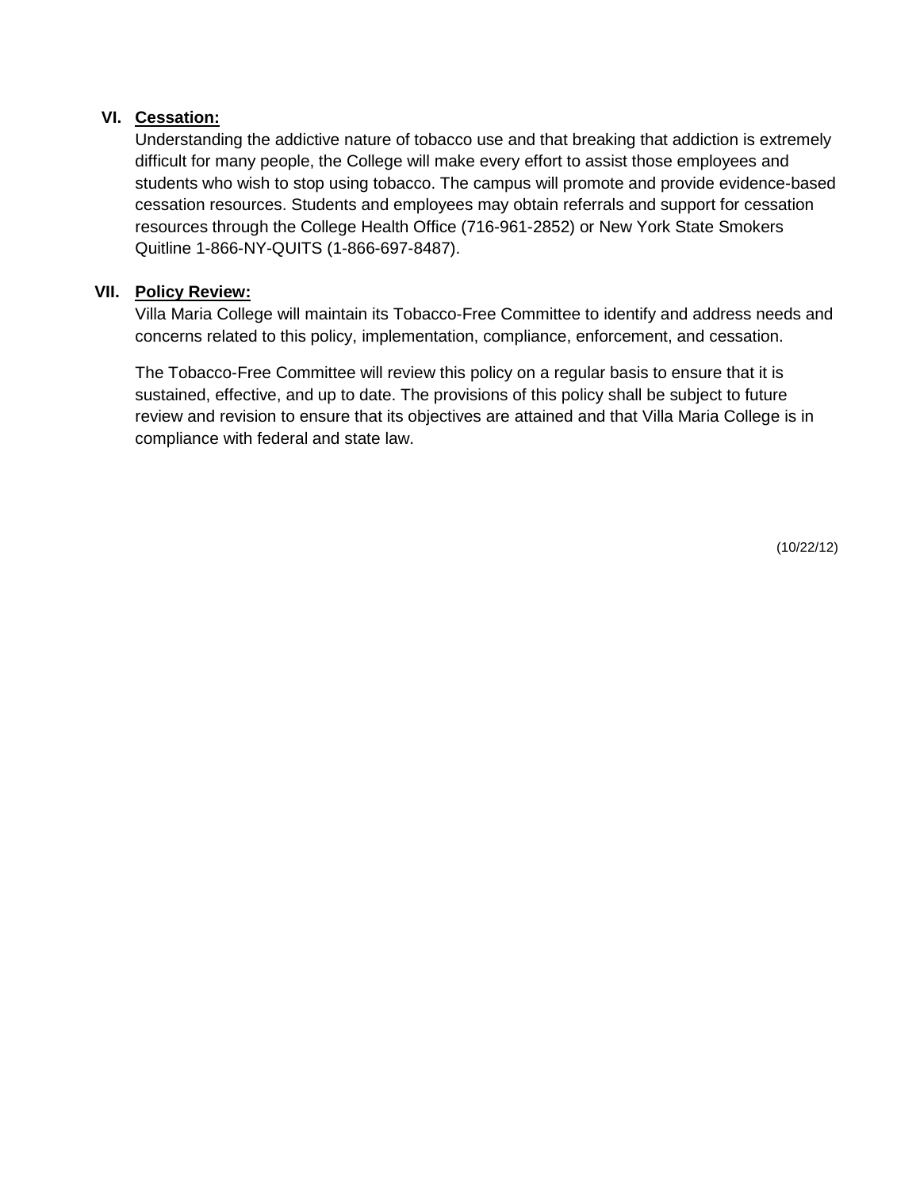## VI. <u>Cessation:</u>

Understanding the addictive nature of tobacco use and that breaking that addiction is extremely difficult for many people, the College will make every effort to assist those employees and students who wish to stop using tobacco. The campus will promote and provide evidence-based cessation resources. Students and employees may obtain referrals and support for cessation resources through the College Health Office (716-961-2852) or New York State Smokers Quitline 1-866-NY-QUITS (1-866-697-8487).

## VII. <u>Policy Review:</u>

Villa Maria College will maintain its Tobacco-Free Committee to identify and address needs and concerns related to this policy, implementation, compliance, enforcement, and cessation.

The Tobacco-Free Committee will review this policy on a regular basis to ensure that it is sustained, effective, and up to date. The provisions of this policy shall be subject to future review and revision to ensure that its objectives are attained and that Villa Maria College is in compliance with federal and state law.

(10/22/12)